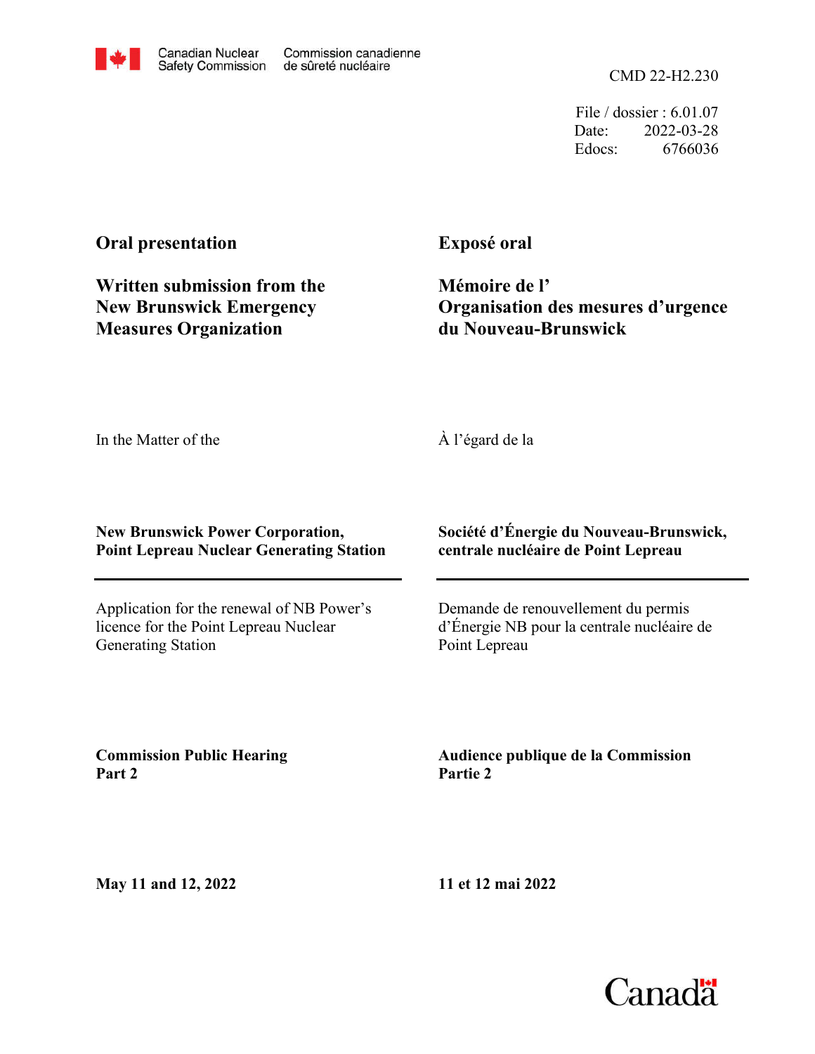Canadian Nuclear Safety Commission / Commission canadienne de sûreté nucléaire

CMD 22-H2.230

File / dossier : 6.01.07
Date: 2022-03-28
Edocs: 6766036

**Oral presentation**

**Written submission from the New Brunswick Emergency Measures Organization**

**Exposé oral**

**Mémoire de l' Organisation des mesures d'urgence du Nouveau-Brunswick**

In the Matter of the

À l'égard de la

**New Brunswick Power Corporation, Point Lepreau Nuclear Generating Station**

**Société d'Énergie du Nouveau-Brunswick, centrale nucléaire de Point Lepreau**

Application for the renewal of NB Power's licence for the Point Lepreau Nuclear Generating Station

Demande de renouvellement du permis d'Énergie NB pour la centrale nucléaire de Point Lepreau

**Commission Public Hearing Part 2**

**Audience publique de la Commission Partie 2**

**May 11 and 12, 2022**

**11 et 12 mai 2022**

Canada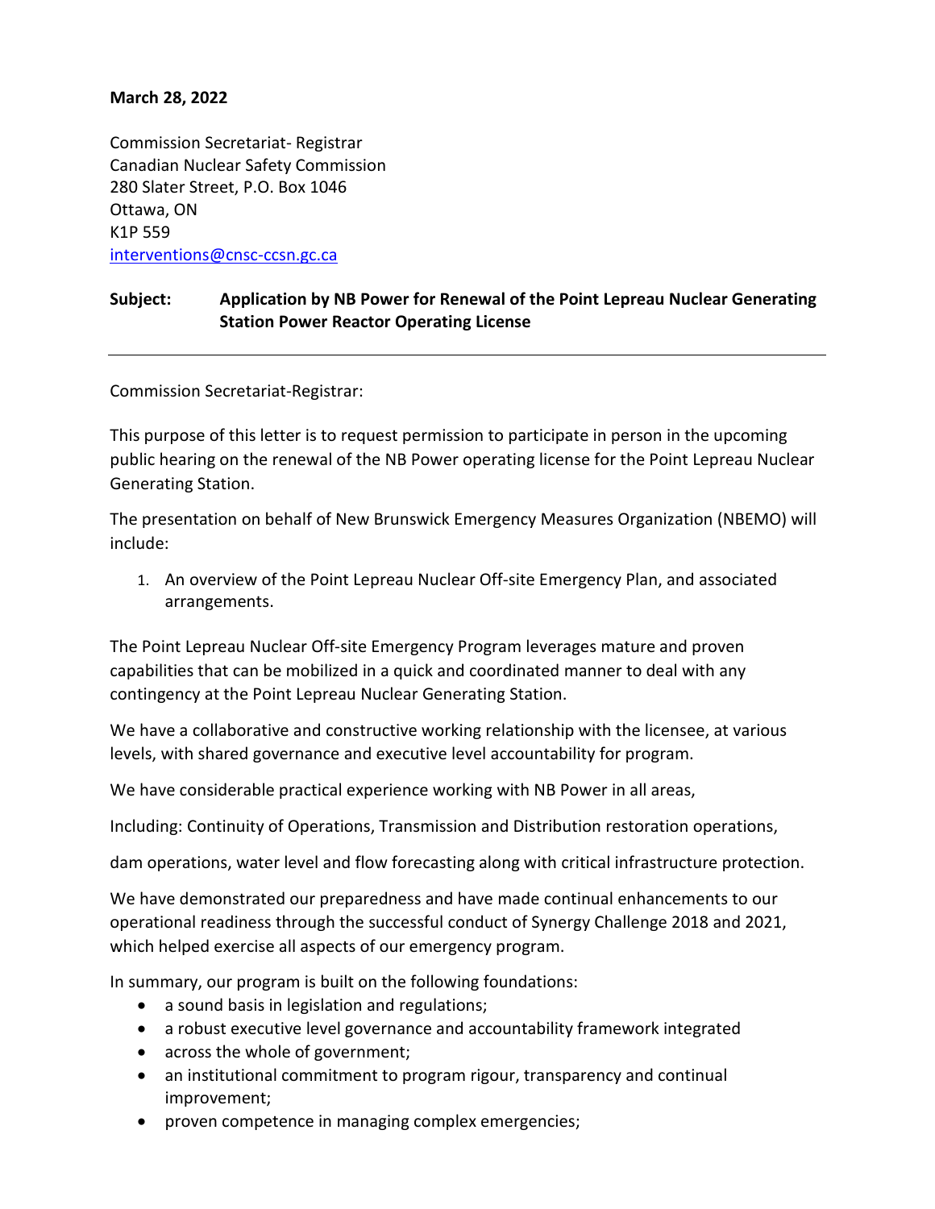**March 28, 2022**

Commission Secretariat- Registrar
Canadian Nuclear Safety Commission
280 Slater Street, P.O. Box 1046
Ottawa, ON
K1P 559
interventions@cnsc-ccsn.gc.ca

**Subject: Application by NB Power for Renewal of the Point Lepreau Nuclear Generating Station Power Reactor Operating License**

---

Commission Secretariat-Registrar:

This purpose of this letter is to request permission to participate in person in the upcoming public hearing on the renewal of the NB Power operating license for the Point Lepreau Nuclear Generating Station.

The presentation on behalf of New Brunswick Emergency Measures Organization (NBEMO) will include:

1. An overview of the Point Lepreau Nuclear Off-site Emergency Plan, and associated arrangements.

The Point Lepreau Nuclear Off-site Emergency Program leverages mature and proven capabilities that can be mobilized in a quick and coordinated manner to deal with any contingency at the Point Lepreau Nuclear Generating Station.

We have a collaborative and constructive working relationship with the licensee, at various levels, with shared governance and executive level accountability for program.

We have considerable practical experience working with NB Power in all areas,

Including: Continuity of Operations, Transmission and Distribution restoration operations,

dam operations, water level and flow forecasting along with critical infrastructure protection.

We have demonstrated our preparedness and have made continual enhancements to our operational readiness through the successful conduct of Synergy Challenge 2018 and 2021, which helped exercise all aspects of our emergency program.

In summary, our program is built on the following foundations:

- a sound basis in legislation and regulations;
- a robust executive level governance and accountability framework integrated
- across the whole of government;
- an institutional commitment to program rigour, transparency and continual improvement;
- proven competence in managing complex emergencies;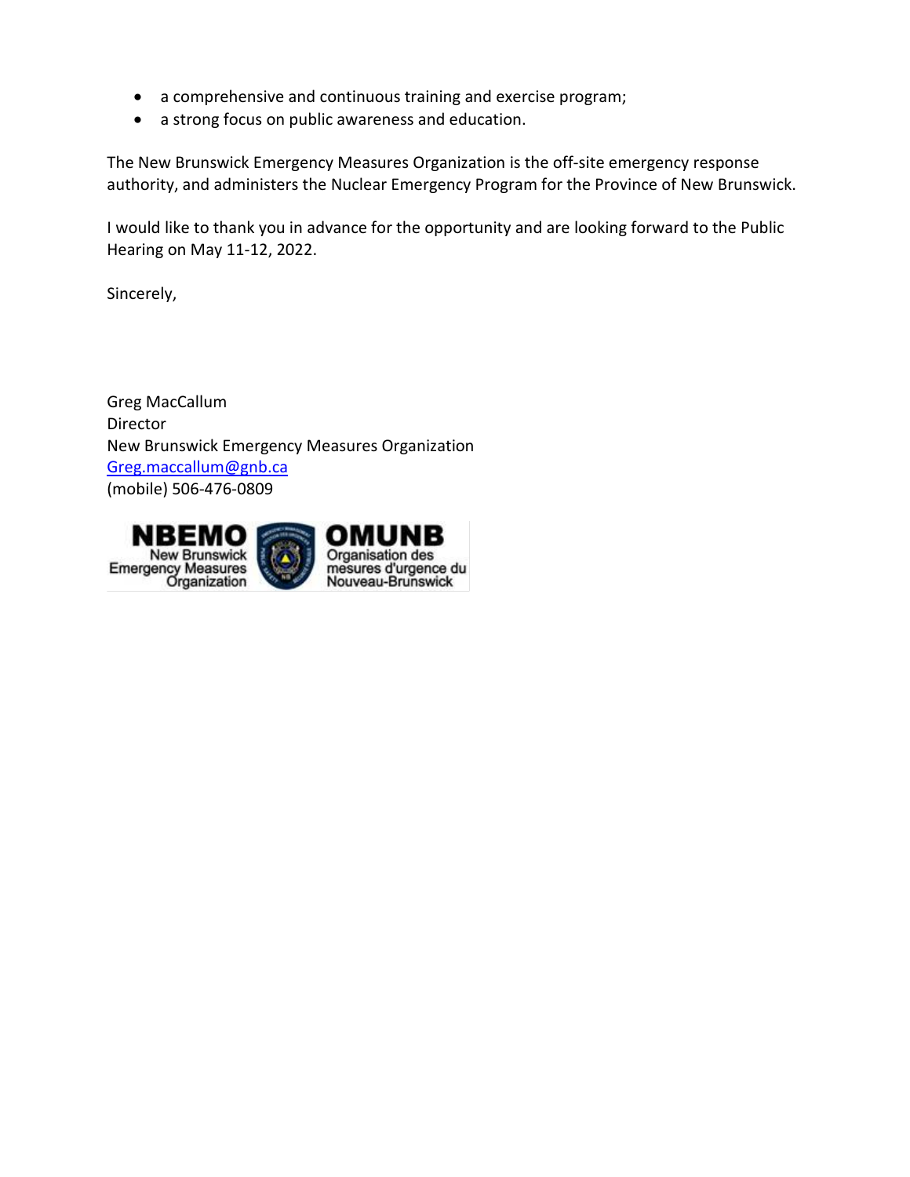- a comprehensive and continuous training and exercise program;
- a strong focus on public awareness and education.

The New Brunswick Emergency Measures Organization is the off-site emergency response authority, and administers the Nuclear Emergency Program for the Province of New Brunswick.

I would like to thank you in advance for the opportunity and are looking forward to the Public Hearing on May 11-12, 2022.

Sincerely,

Greg MacCallum
Director
New Brunswick Emergency Measures Organization
Greg.maccallum@gnb.ca
(mobile) 506-476-0809

NBEMO New Brunswick Emergency Measures Organization
OMUNB Organisation des mesures d'urgence du Nouveau-Brunswick